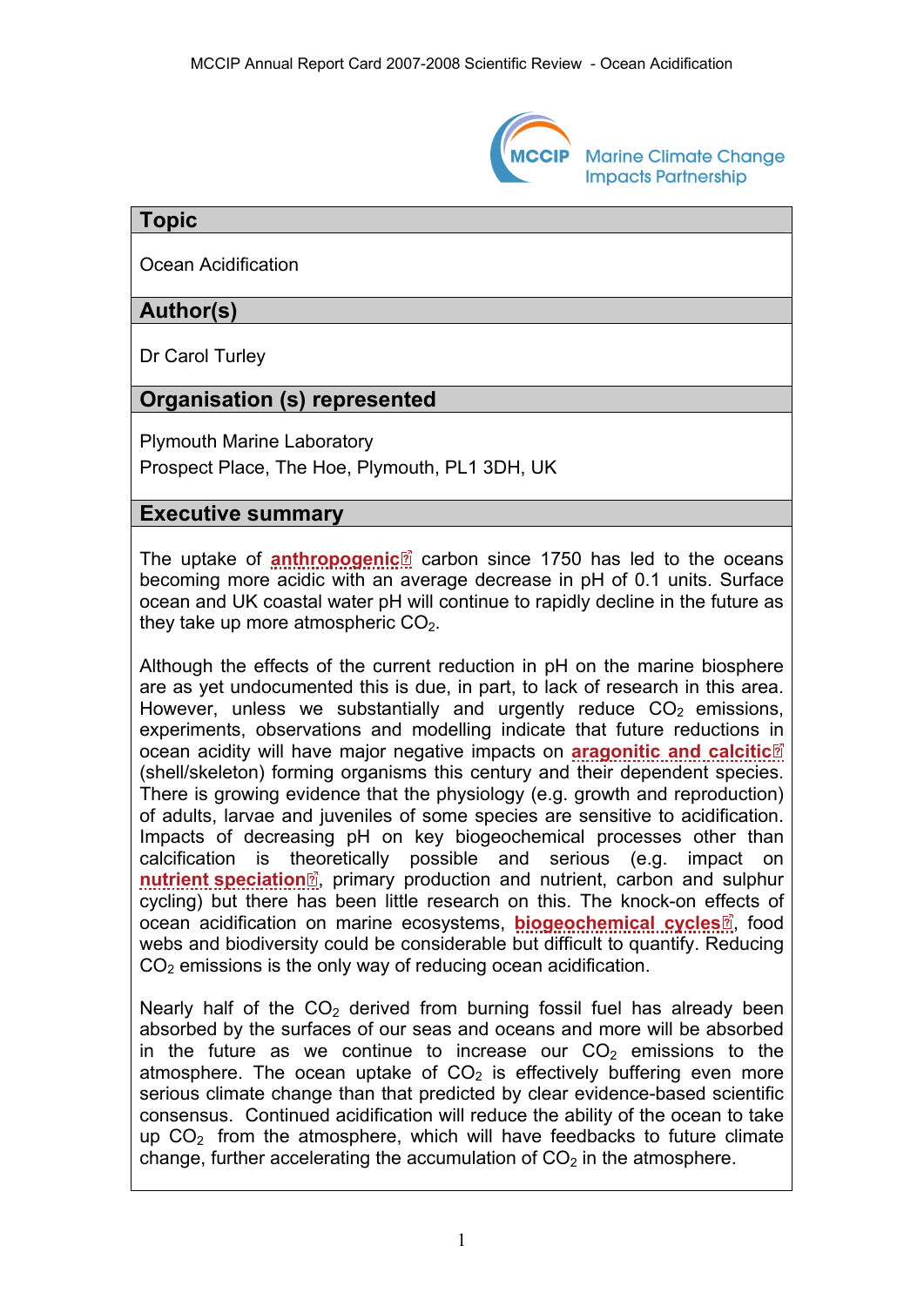Marine Climate Change Impacts Partnership

## Topic

Ocean Acidification

## Author(s)

Dr Carol Turley

## Organisation (s) represented

Plymouth Marine Laboratory

Prospect Place, The Hoe, Plymouth, PL1 3DH, UK

## Executive summary

The uptake of **anthropogenic** carbon since 1750 has led to the oceans becoming more acidic with an average decrease in pH of 0.1 units. Surface ocean and UK coastal water pH will continue to rapidly decline in the future as they take up more atmospheric $CO_2$.

Although the effects of the current reduction in pH on the marine biosphere are as yet undocumented this is due, in part, to lack of research in this area. However, unless we substantially and urgently reduce $CO_2$ emissions, experiments, observations and modelling indicate that future reductions in ocean acidity will have major negative impacts on **aragonitic and calcitic** (shell/skeleton) forming organisms this century and their dependent species. There is growing evidence that the physiology (e.g. growth and reproduction) of adults, larvae and juveniles of some species are sensitive to acidification. Impacts of decreasing pH on key biogeochemical processes other than calcification is theoretically possible and serious (e.g. impact on **nutrient speciation**, primary production and nutrient, carbon and sulphur cycling) but there has been little research on this. The knock-on effects of ocean acidification on marine ecosystems, **biogeochemical cycles**, food webs and biodiversity could be considerable but difficult to quantify. Reducing $CO_2$ emissions is the only way of reducing ocean acidification.

Nearly half of the $CO_2$ derived from burning fossil fuel has already been absorbed by the surfaces of our seas and oceans and more will be absorbed in the future as we continue to increase our $CO_2$ emissions to the atmosphere. The ocean uptake of $CO_2$ is effectively buffering even more serious climate change than that predicted by clear evidence-based scientific consensus. Continued acidification will reduce the ability of the ocean to take up $CO_2$ from the atmosphere, which will have feedbacks to future climate change, further accelerating the accumulation of $CO_2$ in the atmosphere.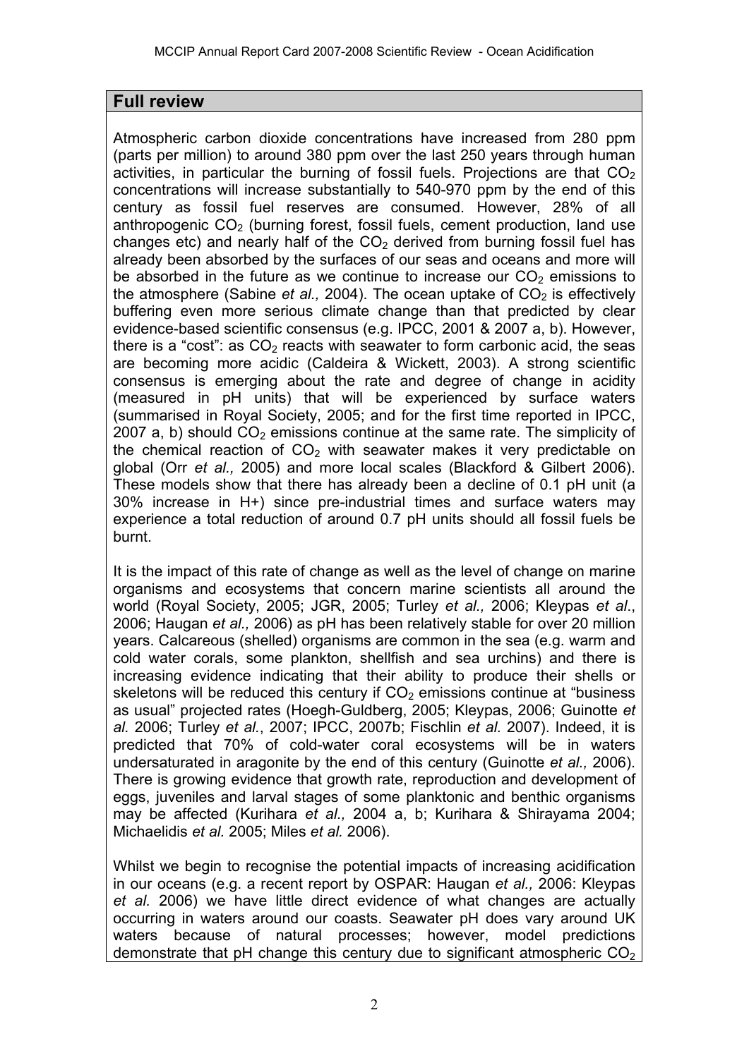## Full review

Atmospheric carbon dioxide concentrations have increased from 280 ppm (parts per million) to around 380 ppm over the last 250 years through human activities, in particular the burning of fossil fuels. Projections are that $CO_2$ concentrations will increase substantially to 540-970 ppm by the end of this century as fossil fuel reserves are consumed. However, 28% of all anthropogenic $CO_2$ (burning forest, fossil fuels, cement production, land use changes etc) and nearly half of the $CO_2$ derived from burning fossil fuel has already been absorbed by the surfaces of our seas and oceans and more will be absorbed in the future as we continue to increase our $CO_2$ emissions to the atmosphere (Sabine *et al.,* 2004). The ocean uptake of $CO_2$ is effectively buffering even more serious climate change than that predicted by clear evidence-based scientific consensus (e.g. IPCC, 2001 & 2007 a, b). However, there is a "cost": as $CO_2$ reacts with seawater to form carbonic acid, the seas are becoming more acidic (Caldeira & Wickett, 2003). A strong scientific consensus is emerging about the rate and degree of change in acidity (measured in pH units) that will be experienced by surface waters (summarised in Royal Society, 2005; and for the first time reported in IPCC, 2007 a, b) should $CO_2$ emissions continue at the same rate. The simplicity of the chemical reaction of $CO_2$ with seawater makes it very predictable on global (Orr *et al.,* 2005) and more local scales (Blackford & Gilbert 2006). These models show that there has already been a decline of 0.1 pH unit (a 30% increase in H+) since pre-industrial times and surface waters may experience a total reduction of around 0.7 pH units should all fossil fuels be burnt.

It is the impact of this rate of change as well as the level of change on marine organisms and ecosystems that concern marine scientists all around the world (Royal Society, 2005; JGR, 2005; Turley *et al.,* 2006; Kleypas *et al*., 2006; Haugan *et al.,* 2006) as pH has been relatively stable for over 20 million years. Calcareous (shelled) organisms are common in the sea (e.g. warm and cold water corals, some plankton, shellfish and sea urchins) and there is increasing evidence indicating that their ability to produce their shells or skeletons will be reduced this century if $CO_2$ emissions continue at "business as usual" projected rates (Hoegh-Guldberg, 2005; Kleypas, 2006; Guinotte *et al.* 2006; Turley *et al.*, 2007; IPCC, 2007b; Fischlin *et al.* 2007). Indeed, it is predicted that 70% of cold-water coral ecosystems will be in waters undersaturated in aragonite by the end of this century (Guinotte *et al.,* 2006). There is growing evidence that growth rate, reproduction and development of eggs, juveniles and larval stages of some planktonic and benthic organisms may be affected (Kurihara *et al.,* 2004 a, b; Kurihara & Shirayama 2004; Michaelidis *et al.* 2005; Miles *et al.* 2006).

Whilst we begin to recognise the potential impacts of increasing acidification in our oceans (e.g. a recent report by OSPAR: Haugan *et al.,* 2006: Kleypas *et al.* 2006) we have little direct evidence of what changes are actually occurring in waters around our coasts. Seawater pH does vary around UK waters because of natural processes; however, model predictions demonstrate that pH change this century due to significant atmospheric $CO_2$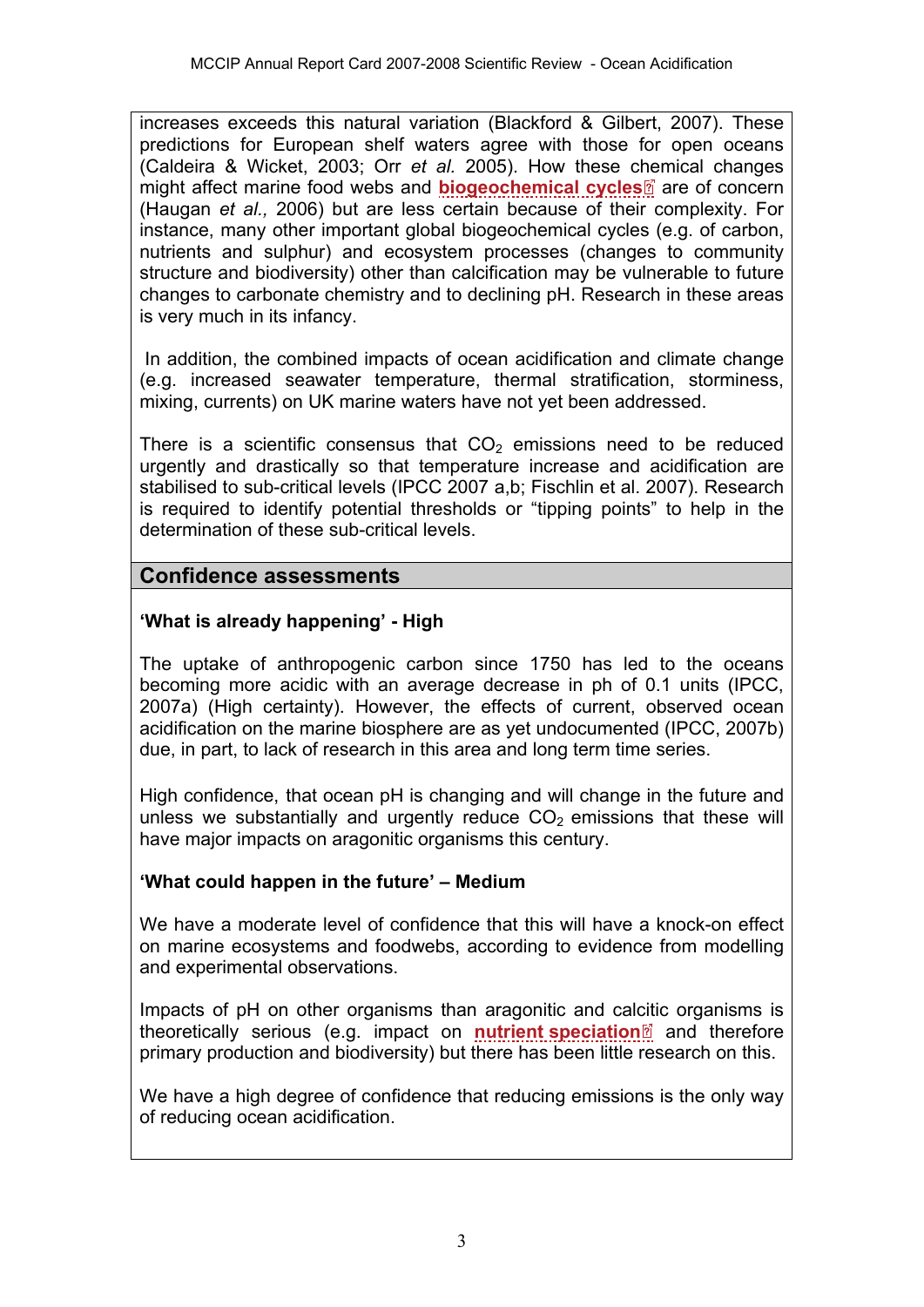increases exceeds this natural variation (Blackford & Gilbert, 2007). These predictions for European shelf waters agree with those for open oceans (Caldeira & Wicket, 2003; Orr *et al.* 2005). How these chemical changes might affect marine food webs and **biogeochemical cycles** are of concern (Haugan *et al.,* 2006) but are less certain because of their complexity. For instance, many other important global biogeochemical cycles (e.g. of carbon, nutrients and sulphur) and ecosystem processes (changes to community structure and biodiversity) other than calcification may be vulnerable to future changes to carbonate chemistry and to declining pH. Research in these areas is very much in its infancy.

In addition, the combined impacts of ocean acidification and climate change (e.g. increased seawater temperature, thermal stratification, storminess, mixing, currents) on UK marine waters have not yet been addressed.

There is a scientific consensus that $CO_2$ emissions need to be reduced urgently and drastically so that temperature increase and acidification are stabilised to sub-critical levels (IPCC 2007 a,b; Fischlin et al. 2007). Research is required to identify potential thresholds or "tipping points" to help in the determination of these sub-critical levels.

## Confidence assessments

**'What is already happening' - High**

The uptake of anthropogenic carbon since 1750 has led to the oceans becoming more acidic with an average decrease in ph of 0.1 units (IPCC, 2007a) (High certainty). However, the effects of current, observed ocean acidification on the marine biosphere are as yet undocumented (IPCC, 2007b) due, in part, to lack of research in this area and long term time series.

High confidence, that ocean pH is changing and will change in the future and unless we substantially and urgently reduce $CO_2$ emissions that these will have major impacts on aragonitic organisms this century.

**'What could happen in the future' – Medium**

We have a moderate level of confidence that this will have a knock-on effect on marine ecosystems and foodwebs, according to evidence from modelling and experimental observations.

Impacts of pH on other organisms than aragonitic and calcitic organisms is theoretically serious (e.g. impact on **nutrient speciation** and therefore primary production and biodiversity) but there has been little research on this.

We have a high degree of confidence that reducing emissions is the only way of reducing ocean acidification.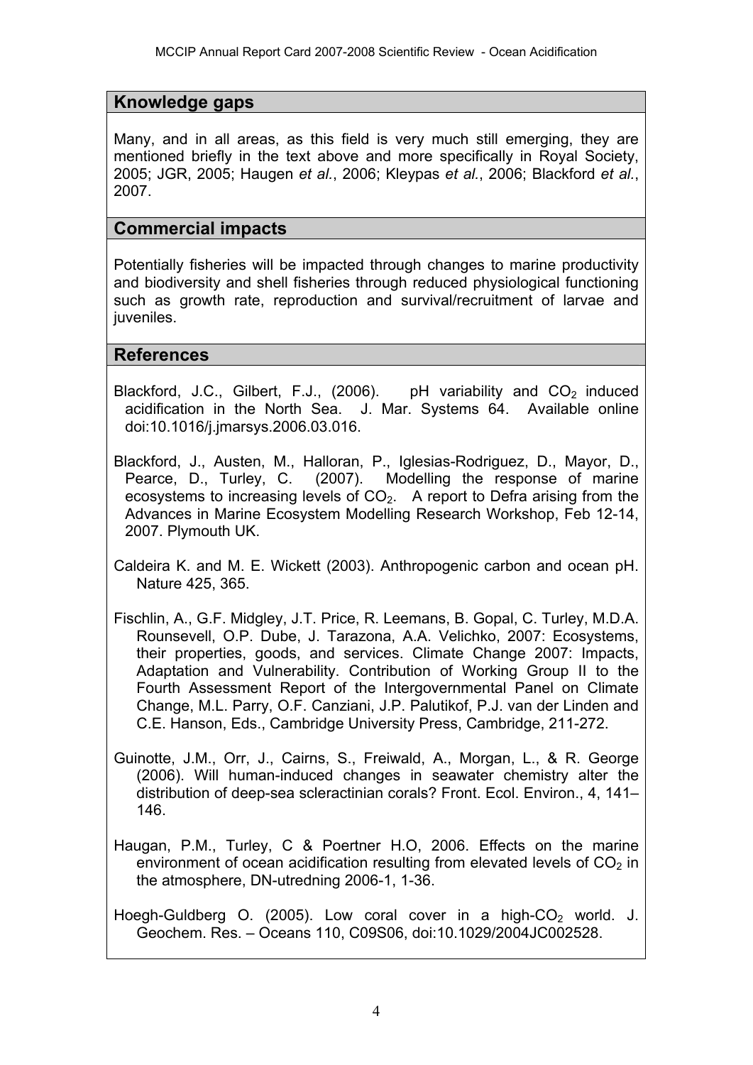## Knowledge gaps

Many, and in all areas, as this field is very much still emerging, they are mentioned briefly in the text above and more specifically in Royal Society, 2005; JGR, 2005; Haugen *et al.*, 2006; Kleypas *et al.*, 2006; Blackford *et al.*, 2007.

## Commercial impacts

Potentially fisheries will be impacted through changes to marine productivity and biodiversity and shell fisheries through reduced physiological functioning such as growth rate, reproduction and survival/recruitment of larvae and juveniles.

## References

Blackford, J.C., Gilbert, F.J., (2006). pH variability and $CO_2$ induced acidification in the North Sea. J. Mar. Systems 64. Available online doi:10.1016/j.jmarsys.2006.03.016.

Blackford, J., Austen, M., Halloran, P., Iglesias-Rodriguez, D., Mayor, D., Pearce, D., Turley, C. (2007). Modelling the response of marine ecosystems to increasing levels of $CO_2$. A report to Defra arising from the Advances in Marine Ecosystem Modelling Research Workshop, Feb 12-14, 2007. Plymouth UK.

Caldeira K. and M. E. Wickett (2003). Anthropogenic carbon and ocean pH. Nature 425, 365.

Fischlin, A., G.F. Midgley, J.T. Price, R. Leemans, B. Gopal, C. Turley, M.D.A. Rounsevell, O.P. Dube, J. Tarazona, A.A. Velichko, 2007: Ecosystems, their properties, goods, and services. Climate Change 2007: Impacts, Adaptation and Vulnerability. Contribution of Working Group II to the Fourth Assessment Report of the Intergovernmental Panel on Climate Change, M.L. Parry, O.F. Canziani, J.P. Palutikof, P.J. van der Linden and C.E. Hanson, Eds., Cambridge University Press, Cambridge, 211-272.

Guinotte, J.M., Orr, J., Cairns, S., Freiwald, A., Morgan, L., & R. George (2006). Will human-induced changes in seawater chemistry alter the distribution of deep-sea scleractinian corals? Front. Ecol. Environ., 4, 141–146.

Haugan, P.M., Turley, C & Poertner H.O, 2006. Effects on the marine environment of ocean acidification resulting from elevated levels of $CO_2$ in the atmosphere, DN-utredning 2006-1, 1-36.

Hoegh-Guldberg O. (2005). Low coral cover in a high-$CO_2$ world. J. Geochem. Res. – Oceans 110, C09S06, doi:10.1029/2004JC002528.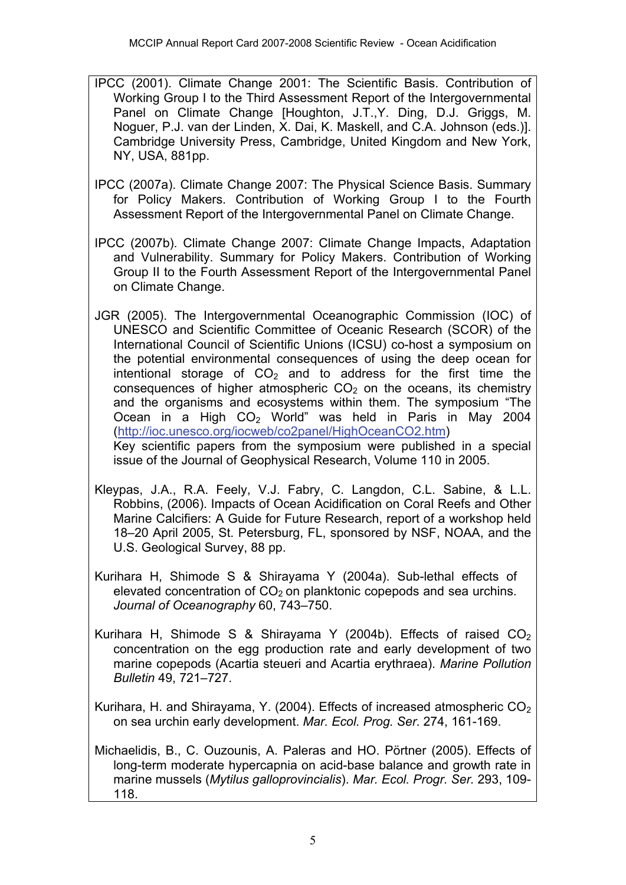IPCC (2001). Climate Change 2001: The Scientific Basis. Contribution of Working Group I to the Third Assessment Report of the Intergovernmental Panel on Climate Change [Houghton, J.T.,Y. Ding, D.J. Griggs, M. Noguer, P.J. van der Linden, X. Dai, K. Maskell, and C.A. Johnson (eds.)]. Cambridge University Press, Cambridge, United Kingdom and New York, NY, USA, 881pp.

IPCC (2007a). Climate Change 2007: The Physical Science Basis. Summary for Policy Makers. Contribution of Working Group I to the Fourth Assessment Report of the Intergovernmental Panel on Climate Change.

IPCC (2007b). Climate Change 2007: Climate Change Impacts, Adaptation and Vulnerability. Summary for Policy Makers. Contribution of Working Group II to the Fourth Assessment Report of the Intergovernmental Panel on Climate Change.

JGR (2005). The Intergovernmental Oceanographic Commission (IOC) of UNESCO and Scientific Committee of Oceanic Research (SCOR) of the International Council of Scientific Unions (ICSU) co-host a symposium on the potential environmental consequences of using the deep ocean for intentional storage of $CO_2$ and to address for the first time the consequences of higher atmospheric $CO_2$ on the oceans, its chemistry and the organisms and ecosystems within them. The symposium "The Ocean in a High $CO_2$ World" was held in Paris in May 2004 (http://ioc.unesco.org/iocweb/co2panel/HighOceanCO2.htm)
Key scientific papers from the symposium were published in a special issue of the Journal of Geophysical Research, Volume 110 in 2005.

Kleypas, J.A., R.A. Feely, V.J. Fabry, C. Langdon, C.L. Sabine, & L.L. Robbins, (2006). Impacts of Ocean Acidification on Coral Reefs and Other Marine Calcifiers: A Guide for Future Research, report of a workshop held 18–20 April 2005, St. Petersburg, FL, sponsored by NSF, NOAA, and the U.S. Geological Survey, 88 pp.

Kurihara H, Shimode S & Shirayama Y (2004a). Sub-lethal effects of elevated concentration of $CO_2$ on planktonic copepods and sea urchins. *Journal of Oceanography* 60, 743–750.

Kurihara H, Shimode S & Shirayama Y (2004b). Effects of raised $CO_2$ concentration on the egg production rate and early development of two marine copepods (Acartia steueri and Acartia erythraea). *Marine Pollution Bulletin* 49, 721–727.

Kurihara, H. and Shirayama, Y. (2004). Effects of increased atmospheric $CO_2$ on sea urchin early development. *Mar. Ecol. Prog. Ser*. 274, 161-169.

Michaelidis, B., C. Ouzounis, A. Paleras and HO. Pörtner (2005). Effects of long-term moderate hypercapnia on acid-base balance and growth rate in marine mussels (*Mytilus galloprovincialis*). *Mar. Ecol. Progr. Ser.* 293, 109-118.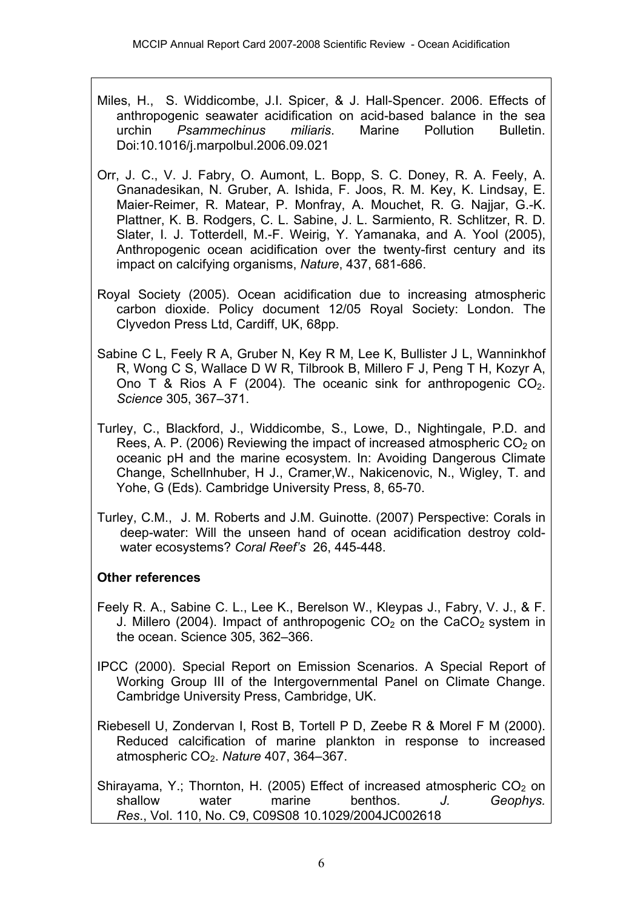Miles, H., S. Widdicombe, J.I. Spicer, & J. Hall-Spencer. 2006. Effects of anthropogenic seawater acidification on acid-based balance in the sea urchin *Psammechinus miliaris*. Marine Pollution Bulletin. Doi:10.1016/j.marpolbul.2006.09.021

Orr, J. C., V. J. Fabry, O. Aumont, L. Bopp, S. C. Doney, R. A. Feely, A. Gnanadesikan, N. Gruber, A. Ishida, F. Joos, R. M. Key, K. Lindsay, E. Maier-Reimer, R. Matear, P. Monfray, A. Mouchet, R. G. Najjar, G.-K. Plattner, K. B. Rodgers, C. L. Sabine, J. L. Sarmiento, R. Schlitzer, R. D. Slater, I. J. Totterdell, M.-F. Weirig, Y. Yamanaka, and A. Yool (2005), Anthropogenic ocean acidification over the twenty-first century and its impact on calcifying organisms, *Nature*, 437, 681-686.

Royal Society (2005). Ocean acidification due to increasing atmospheric carbon dioxide. Policy document 12/05 Royal Society: London. The Clyvedon Press Ltd, Cardiff, UK, 68pp.

Sabine C L, Feely R A, Gruber N, Key R M, Lee K, Bullister J L, Wanninkhof R, Wong C S, Wallace D W R, Tilbrook B, Millero F J, Peng T H, Kozyr A, Ono T & Rios A F (2004). The oceanic sink for anthropogenic $CO_2$. *Science* 305, 367–371.

Turley, C., Blackford, J., Widdicombe, S., Lowe, D., Nightingale, P.D. and Rees, A. P. (2006) Reviewing the impact of increased atmospheric $CO_2$ on oceanic pH and the marine ecosystem. In: Avoiding Dangerous Climate Change, Schellnhuber, H J., Cramer,W., Nakicenovic, N., Wigley, T. and Yohe, G (Eds). Cambridge University Press, 8, 65-70.

Turley, C.M., J. M. Roberts and J.M. Guinotte. (2007) Perspective: Corals in deep-water: Will the unseen hand of ocean acidification destroy cold-water ecosystems? *Coral Reef's* 26, 445-448.

**Other references**

Feely R. A., Sabine C. L., Lee K., Berelson W., Kleypas J., Fabry, V. J., & F. J. Millero (2004). Impact of anthropogenic $CO_2$ on the $CaCO_2$ system in the ocean. Science 305, 362–366.

IPCC (2000). Special Report on Emission Scenarios. A Special Report of Working Group III of the Intergovernmental Panel on Climate Change. Cambridge University Press, Cambridge, UK.

Riebesell U, Zondervan I, Rost B, Tortell P D, Zeebe R & Morel F M (2000). Reduced calcification of marine plankton in response to increased atmospheric $CO_2$. *Nature* 407, 364–367.

Shirayama, Y.; Thornton, H. (2005) Effect of increased atmospheric $CO_2$ on shallow water marine benthos. *J. Geophys. Res.*, Vol. 110, No. C9, C09S08 10.1029/2004JC002618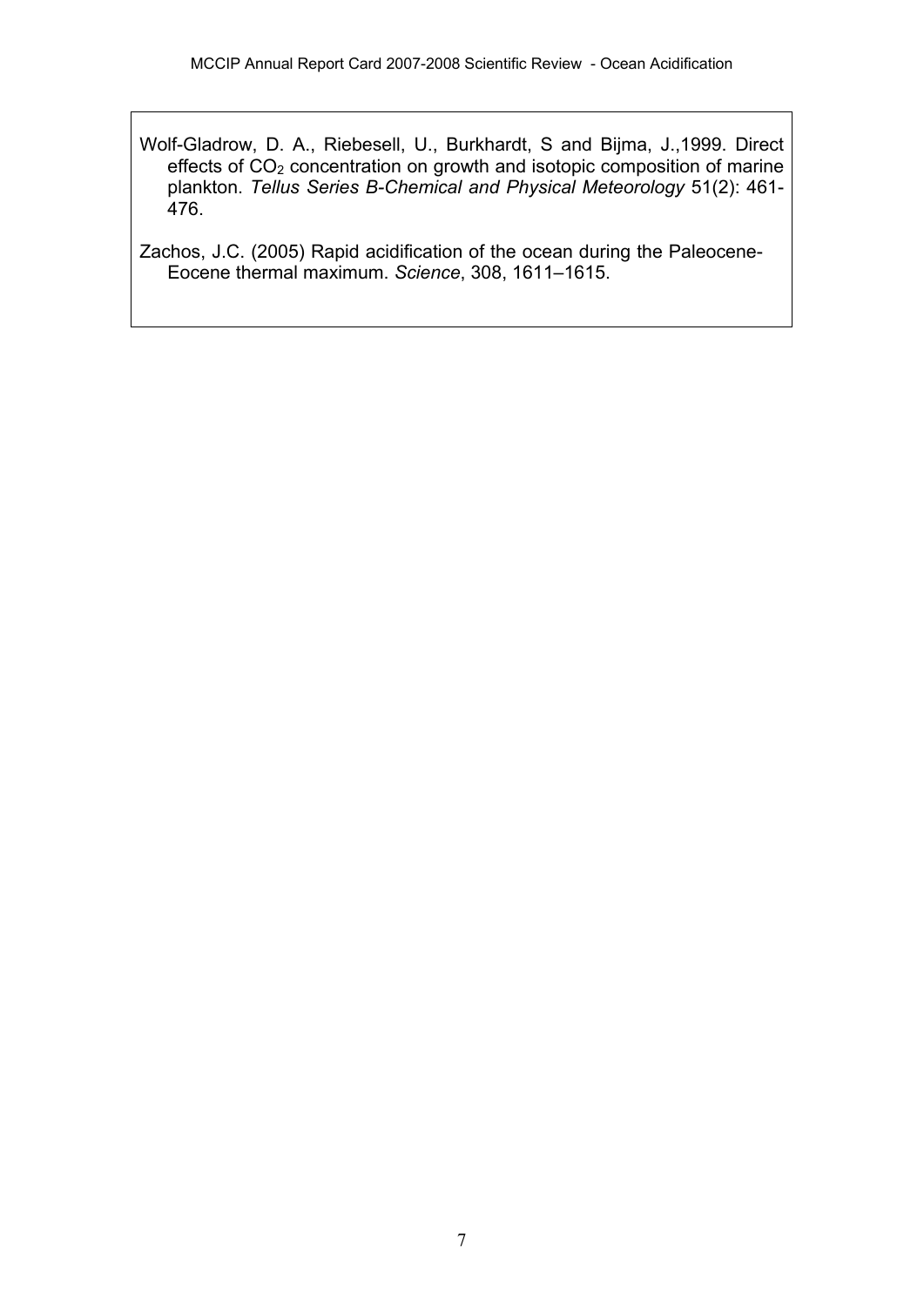Wolf-Gladrow, D. A., Riebesell, U., Burkhardt, S and Bijma, J.,1999. Direct effects of $CO_2$ concentration on growth and isotopic composition of marine plankton. *Tellus Series B-Chemical and Physical Meteorology* 51(2): 461-476.

Zachos, J.C. (2005) Rapid acidification of the ocean during the Paleocene-Eocene thermal maximum. *Science*, 308, 1611–1615.